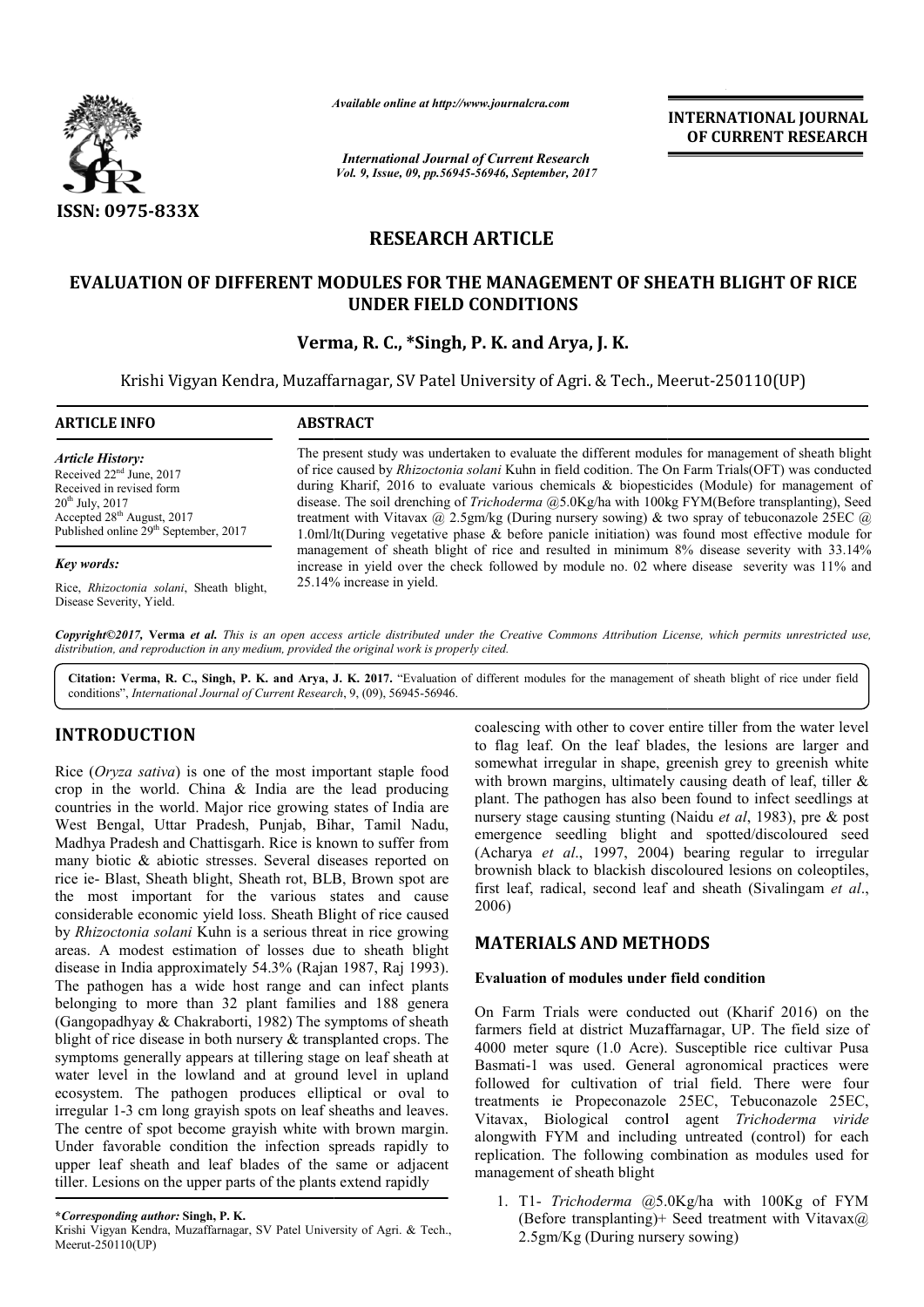*Available online at http://www.journalcra.com*

*International Journal of Current Research*
*Vol. 9, Issue, 09, pp.56945-56946, September, 2017*

**INTERNATIONAL JOURNAL OF CURRENT RESEARCH**

ISSN: 0975-833X

# RESEARCH ARTICLE

# EVALUATION OF DIFFERENT MODULES FOR THE MANAGEMENT OF SHEATH BLIGHT OF RICE UNDER FIELD CONDITIONS

**Verma, R. C., \*Singh, P. K. and Arya, J. K.**

Krishi Vigyan Kendra, Muzaffarnagar, SV Patel University of Agri. & Tech., Meerut-250110(UP)

## ARTICLE INFO

*Article History:*
Received 22nd June, 2017
Received in revised form
20th July, 2017
Accepted 28th August, 2017
Published online 29th September, 2017

*Key words:*
Rice, *Rhizoctonia solani*, Sheath blight, Disease Severity, Yield.

## ABSTRACT

The present study was undertaken to evaluate the different modules for management of sheath blight of rice caused by *Rhizoctonia solani* Kuhn in field codition. The On Farm Trials(OFT) was conducted during Kharif, 2016 to evaluate various chemicals & biopesticides (Module) for management of disease. The soil drenching of *Trichoderma* @5.0Kg/ha with 100kg FYM(Before transplanting), Seed treatment with Vitavax @ 2.5gm/kg (During nursery sowing) & two spray of tebuconazole 25EC @ 1.0ml/lt(During vegetative phase & before panicle initiation) was found most effective module for management of sheath blight of rice and resulted in minimum 8% disease severity with 33.14% increase in yield over the check followed by module no. 02 where disease severity was 11% and 25.14% increase in yield.

*Copyright©2017,* **Verma** *et al. This is an open access article distributed under the Creative Commons Attribution License, which permits unrestricted use, distribution, and reproduction in any medium, provided the original work is properly cited.*

**Citation: Verma, R. C., Singh, P. K. and Arya, J. K. 2017.** "Evaluation of different modules for the management of sheath blight of rice under field conditions", *International Journal of Current Research*, 9, (09), 56945-56946.

## INTRODUCTION

Rice (*Oryza sativa*) is one of the most important staple food crop in the world. China & India are the lead producing countries in the world. Major rice growing states of India are West Bengal, Uttar Pradesh, Punjab, Bihar, Tamil Nadu, Madhya Pradesh and Chattisgarh. Rice is known to suffer from many biotic & abiotic stresses. Several diseases reported on rice ie- Blast, Sheath blight, Sheath rot, BLB, Brown spot are the most important for the various states and cause considerable economic yield loss. Sheath Blight of rice caused by *Rhizoctonia solani* Kuhn is a serious threat in rice growing areas. A modest estimation of losses due to sheath blight disease in India approximately 54.3% (Rajan 1987, Raj 1993). The pathogen has a wide host range and can infect plants belonging to more than 32 plant families and 188 genera (Gangopadhyay & Chakraborti, 1982) The symptoms of sheath blight of rice disease in both nursery & transplanted crops. The symptoms generally appears at tillering stage on leaf sheath at water level in the lowland and at ground level in upland ecosystem. The pathogen produces elliptical or oval to irregular 1-3 cm long grayish spots on leaf sheaths and leaves. The centre of spot become grayish white with brown margin. Under favorable condition the infection spreads rapidly to upper leaf sheath and leaf blades of the same or adjacent tiller. Lesions on the upper parts of the plants extend rapidly coalescing with other to cover entire tiller from the water level to flag leaf. On the leaf blades, the lesions are larger and somewhat irregular in shape, greenish grey to greenish white with brown margins, ultimately causing death of leaf, tiller & plant. The pathogen has also been found to infect seedlings at nursery stage causing stunting (Naidu *et al*, 1983), pre & post emergence seedling blight and spotted/discoloured seed (Acharya *et al*., 1997, 2004) bearing regular to irregular brownish black to blackish discoloured lesions on coleoptiles, first leaf, radical, second leaf and sheath (Sivalingam *et al*., 2006)

## MATERIALS AND METHODS

### Evaluation of modules under field condition

On Farm Trials were conducted out (Kharif 2016) on the farmers field at district Muzaffarnagar, UP. The field size of 4000 meter squre (1.0 Acre). Susceptible rice cultivar Pusa Basmati-1 was used. General agronomical practices were followed for cultivation of trial field. There were four treatments ie Propeconazole 25EC, Tebuconazole 25EC, Vitavax, Biological control agent *Trichoderma viride* alongwith FYM and including untreated (control) for each replication. The following combination as modules used for management of sheath blight

1. T1- *Trichoderma* @5.0Kg/ha with 100Kg of FYM (Before transplanting)+ Seed treatment with Vitavax@ 2.5gm/Kg (During nursery sowing)

**\*Corresponding author: Singh, P. K.**
Krishi Vigyan Kendra, Muzaffarnagar, SV Patel University of Agri. & Tech., Meerut-250110(UP)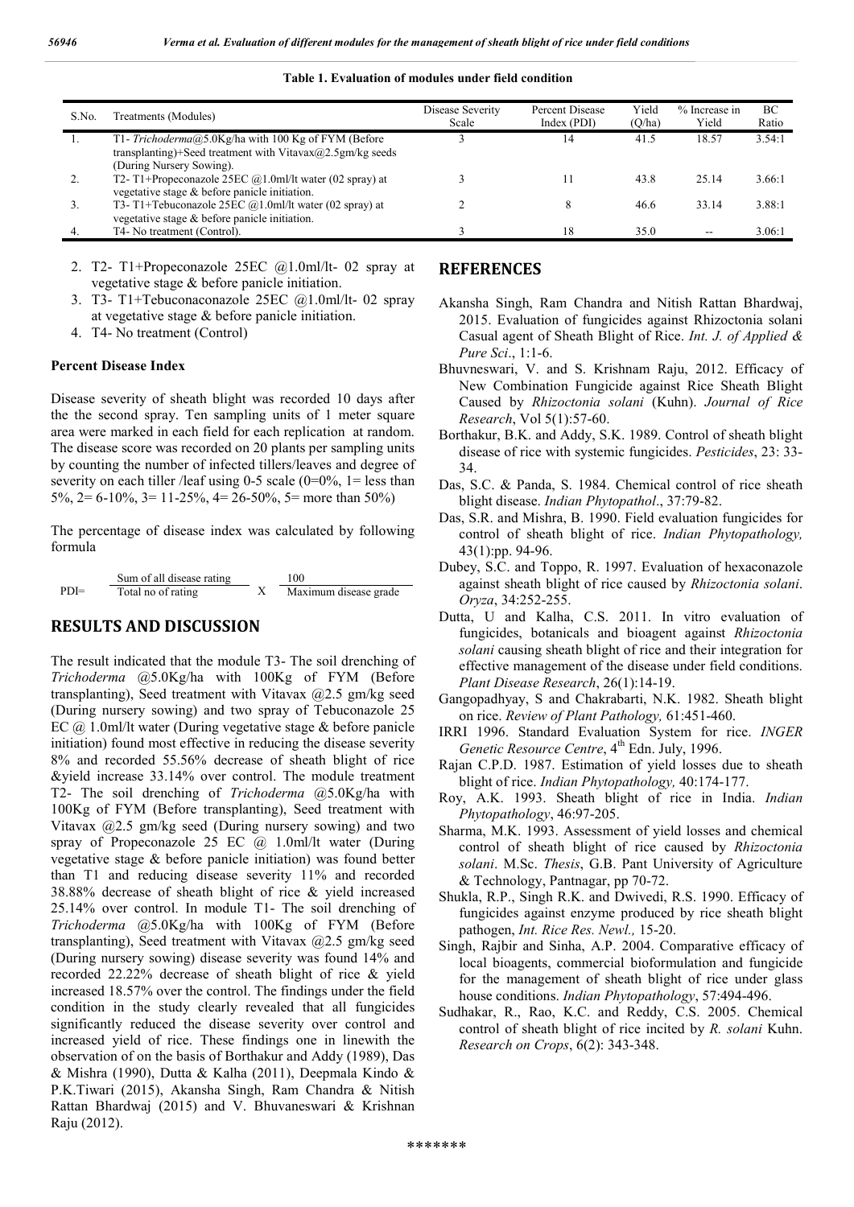**Table 1. Evaluation of modules under field condition**

| S.No. | Treatments (Modules) | Disease Severity Scale | Percent Disease Index (PDI) | Yield (Q/ha) | % Increase in Yield | BC Ratio |
|---|---|---|---|---|---|---|
| 1. | T1- *Trichoderma*@5.0Kg/ha with 100 Kg of FYM (Before transplanting)+Seed treatment with Vitavax@2.5gm/kg seeds (During Nursery Sowing). | 3 | 14 | 41.5 | 18.57 | 3.54:1 |
| 2. | T2- T1+Propeconazole 25EC @1.0ml/lt water (02 spray) at vegetative stage & before panicle initiation. | 3 | 11 | 43.8 | 25.14 | 3.66:1 |
| 3. | T3- T1+Tebuconazole 25EC @1.0ml/lt water (02 spray) at vegetative stage & before panicle initiation. | 2 | 8 | 46.6 | 33.14 | 3.88:1 |
| 4. | T4- No treatment (Control). | 3 | 18 | 35.0 | -- | 3.06:1 |

2. T2- T1+Propeconazole 25EC @1.0ml/lt- 02 spray at vegetative stage & before panicle initiation.
3. T3- T1+Tebuconaconazole 25EC @1.0ml/lt- 02 spray at vegetative stage & before panicle initiation.
4. T4- No treatment (Control)

**Percent Disease Index**

Disease severity of sheath blight was recorded 10 days after the the second spray. Ten sampling units of 1 meter square area were marked in each field for each replication at random. The disease score was recorded on 20 plants per sampling units by counting the number of infected tillers/leaves and degree of severity on each tiller /leaf using 0-5 scale (0=0%, 1= less than 5%, 2= 6-10%, 3= 11-25%, 4= 26-50%, 5= more than 50%)

The percentage of disease index was calculated by following formula

$$PDI = \frac{\text{Sum of all disease rating}}{\text{Total no of rating}} \times \frac{100}{\text{Maximum disease grade}}$$

## RESULTS AND DISCUSSION

The result indicated that the module T3- The soil drenching of *Trichoderma* @5.0Kg/ha with 100Kg of FYM (Before transplanting), Seed treatment with Vitavax @2.5 gm/kg seed (During nursery sowing) and two spray of Tebuconazole 25 EC @ 1.0ml/lt water (During vegetative stage & before panicle initiation) found most effective in reducing the disease severity 8% and recorded 55.56% decrease of sheath blight of rice &yield increase 33.14% over control. The module treatment T2- The soil drenching of *Trichoderma* @5.0Kg/ha with 100Kg of FYM (Before transplanting), Seed treatment with Vitavax @2.5 gm/kg seed (During nursery sowing) and two spray of Propeconazole 25 EC @ 1.0ml/lt water (During vegetative stage & before panicle initiation) was found better than T1 and reducing disease severity 11% and recorded 38.88% decrease of sheath blight of rice & yield increased 25.14% over control. In module T1- The soil drenching of *Trichoderma* @5.0Kg/ha with 100Kg of FYM (Before transplanting), Seed treatment with Vitavax @2.5 gm/kg seed (During nursery sowing) disease severity was found 14% and recorded 22.22% decrease of sheath blight of rice & yield increased 18.57% over the control. The findings under the field condition in the study clearly revealed that all fungicides significantly reduced the disease severity over control and increased yield of rice. These findings one in linewith the observation of on the basis of Borthakur and Addy (1989), Das & Mishra (1990), Dutta & Kalha (2011), Deepmala Kindo & P.K.Tiwari (2015), Akansha Singh, Ram Chandra & Nitish Rattan Bhardwaj (2015) and V. Bhuvaneswari & Krishnan Raju (2012).

## REFERENCES

Akansha Singh, Ram Chandra and Nitish Rattan Bhardwaj, 2015. Evaluation of fungicides against Rhizoctonia solani Casual agent of Sheath Blight of Rice. *Int. J. of Applied & Pure Sci*., 1:1-6.

Bhuvneswari, V. and S. Krishnam Raju, 2012. Efficacy of New Combination Fungicide against Rice Sheath Blight Caused by *Rhizoctonia solani* (Kuhn). *Journal of Rice Research*, Vol 5(1):57-60.

Borthakur, B.K. and Addy, S.K. 1989. Control of sheath blight disease of rice with systemic fungicides. *Pesticides*, 23: 33-34.

Das, S.C. & Panda, S. 1984. Chemical control of rice sheath blight disease. *Indian Phytopathol*., 37:79-82.

Das, S.R. and Mishra, B. 1990. Field evaluation fungicides for control of sheath blight of rice. *Indian Phytopathology,* 43(1):pp. 94-96.

Dubey, S.C. and Toppo, R. 1997. Evaluation of hexaconazole against sheath blight of rice caused by *Rhizoctonia solani*. *Oryza*, 34:252-255.

Dutta, U and Kalha, C.S. 2011. In vitro evaluation of fungicides, botanicals and bioagent against *Rhizoctonia solani* causing sheath blight of rice and their integration for effective management of the disease under field conditions. *Plant Disease Research*, 26(1):14-19.

Gangopadhyay, S and Chakrabarti, N.K. 1982. Sheath blight on rice. *Review of Plant Pathology,* 61:451-460.

IRRI 1996. Standard Evaluation System for rice. *INGER Genetic Resource Centre*, 4th Edn. July, 1996.

Rajan C.P.D. 1987. Estimation of yield losses due to sheath blight of rice. *Indian Phytopathology,* 40:174-177.

Roy, A.K. 1993. Sheath blight of rice in India. *Indian Phytopathology*, 46:97-205.

Sharma, M.K. 1993. Assessment of yield losses and chemical control of sheath blight of rice caused by *Rhizoctonia solani*. M.Sc. *Thesis*, G.B. Pant University of Agriculture & Technology, Pantnagar, pp 70-72.

Shukla, R.P., Singh R.K. and Dwivedi, R.S. 1990. Efficacy of fungicides against enzyme produced by rice sheath blight pathogen, *Int. Rice Res. Newl.,* 15-20.

Singh, Rajbir and Sinha, A.P. 2004. Comparative efficacy of local bioagents, commercial bioformulation and fungicide for the management of sheath blight of rice under glass house conditions. *Indian Phytopathology*, 57:494-496.

Sudhakar, R., Rao, K.C. and Reddy, C.S. 2005. Chemical control of sheath blight of rice incited by *R. solani* Kuhn. *Research on Crops*, 6(2): 343-348.

*******